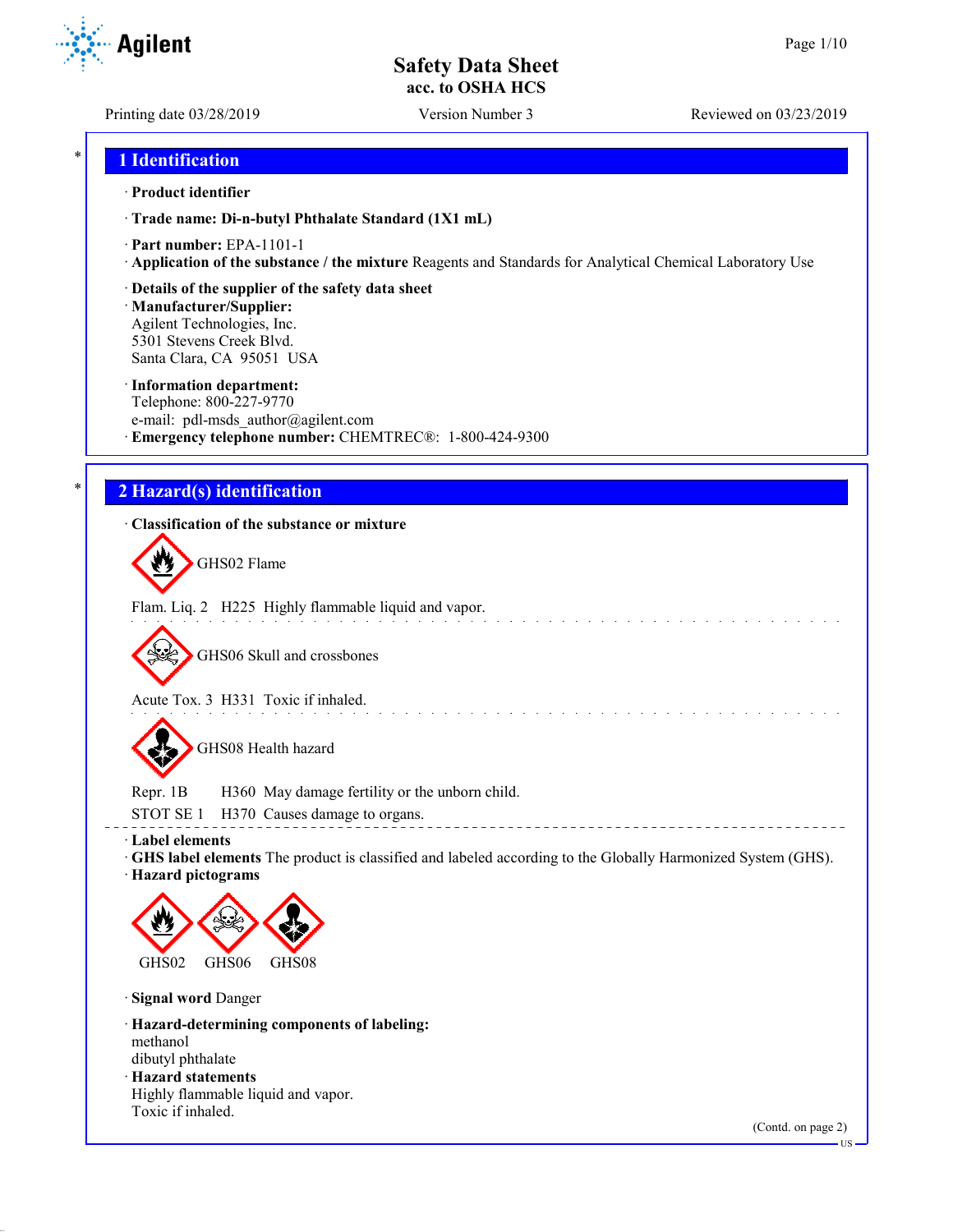# Safety Data Sheet
## acc. to OSHA HCS

Printing date 03/28/2019 | Version Number 3 | Reviewed on 03/23/2019

## 1 Identification

· **Product identifier**

· **Trade name: Di-n-butyl Phthalate Standard (1X1 mL)**

· **Part number:** EPA-1101-1
· **Application of the substance / the mixture** Reagents and Standards for Analytical Chemical Laboratory Use

· **Details of the supplier of the safety data sheet**
· **Manufacturer/Supplier:**
Agilent Technologies, Inc.
5301 Stevens Creek Blvd.
Santa Clara, CA 95051 USA

· **Information department:**
Telephone: 800-227-9770
e-mail: pdl-msds_author@agilent.com
· **Emergency telephone number:** CHEMTREC®: 1-800-424-9300

## 2 Hazard(s) identification

· **Classification of the substance or mixture**

GHS02 Flame

Flam. Liq. 2 H225 Highly flammable liquid and vapor.

GHS06 Skull and crossbones

Acute Tox. 3 H331 Toxic if inhaled.

GHS08 Health hazard

Repr. 1B H360 May damage fertility or the unborn child.
STOT SE 1 H370 Causes damage to organs.

· **Label elements**
· **GHS label elements** The product is classified and labeled according to the Globally Harmonized System (GHS).
· **Hazard pictograms**

GHS02 GHS06 GHS08

· **Signal word** Danger

· **Hazard-determining components of labeling:**
methanol
dibutyl phthalate
· **Hazard statements**
Highly flammable liquid and vapor.
Toxic if inhaled.

(Contd. on page 2)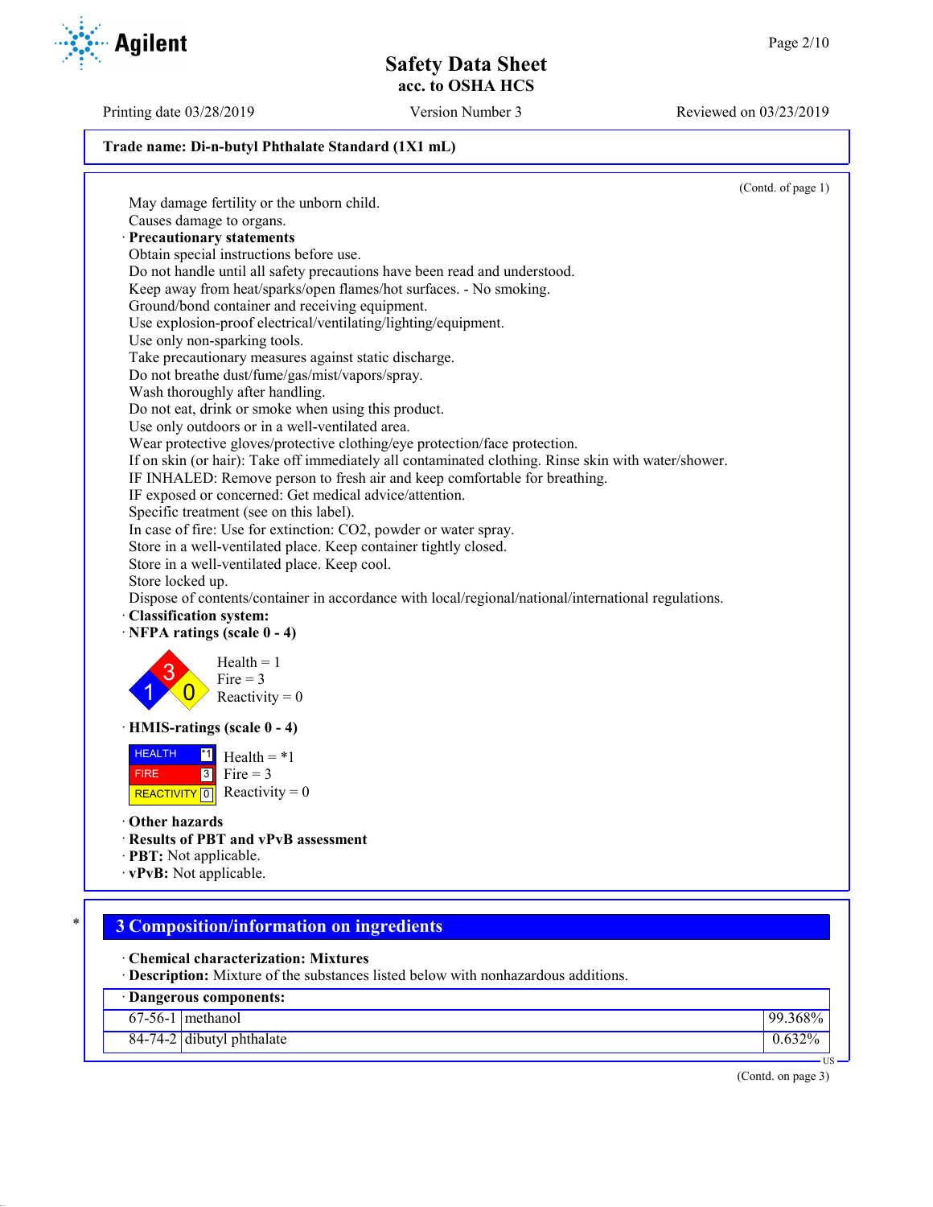**Trade name: Di-n-butyl Phthalate Standard (1X1 mL)**

(Contd. of page 1)

May damage fertility or the unborn child.
Causes damage to organs.

· **Precautionary statements**

Obtain special instructions before use.
Do not handle until all safety precautions have been read and understood.
Keep away from heat/sparks/open flames/hot surfaces. - No smoking.
Ground/bond container and receiving equipment.
Use explosion-proof electrical/ventilating/lighting/equipment.
Use only non-sparking tools.
Take precautionary measures against static discharge.
Do not breathe dust/fume/gas/mist/vapors/spray.
Wash thoroughly after handling.
Do not eat, drink or smoke when using this product.
Use only outdoors or in a well-ventilated area.
Wear protective gloves/protective clothing/eye protection/face protection.
If on skin (or hair): Take off immediately all contaminated clothing. Rinse skin with water/shower.
IF INHALED: Remove person to fresh air and keep comfortable for breathing.
IF exposed or concerned: Get medical advice/attention.
Specific treatment (see on this label).
In case of fire: Use for extinction: $CO_2$, powder or water spray.
Store in a well-ventilated place. Keep container tightly closed.
Store in a well-ventilated place. Keep cool.
Store locked up.
Dispose of contents/container in accordance with local/regional/national/international regulations.

· **Classification system:**

· **NFPA ratings (scale 0 - 4)**

Health = 1
Fire = 3
Reactivity = 0

· **HMIS-ratings (scale 0 - 4)**

| HEALTH | *1 |
| --- | --- |
| FIRE | 3 |
| REACTIVITY | 0 |

Health = *1
Fire = 3
Reactivity = 0

· **Other hazards**

· **Results of PBT and vPvB assessment**

· **PBT:** Not applicable.

· **vPvB:** Not applicable.

## 3 Composition/information on ingredients

· **Chemical characterization: Mixtures**

· **Description:** Mixture of the substances listed below with nonhazardous additions.

| · Dangerous components: | | |
| --- | --- | --- |
| 67-56-1 | methanol | 99.368% |
| 84-74-2 | dibutyl phthalate | 0.632% |

(Contd. on page 3)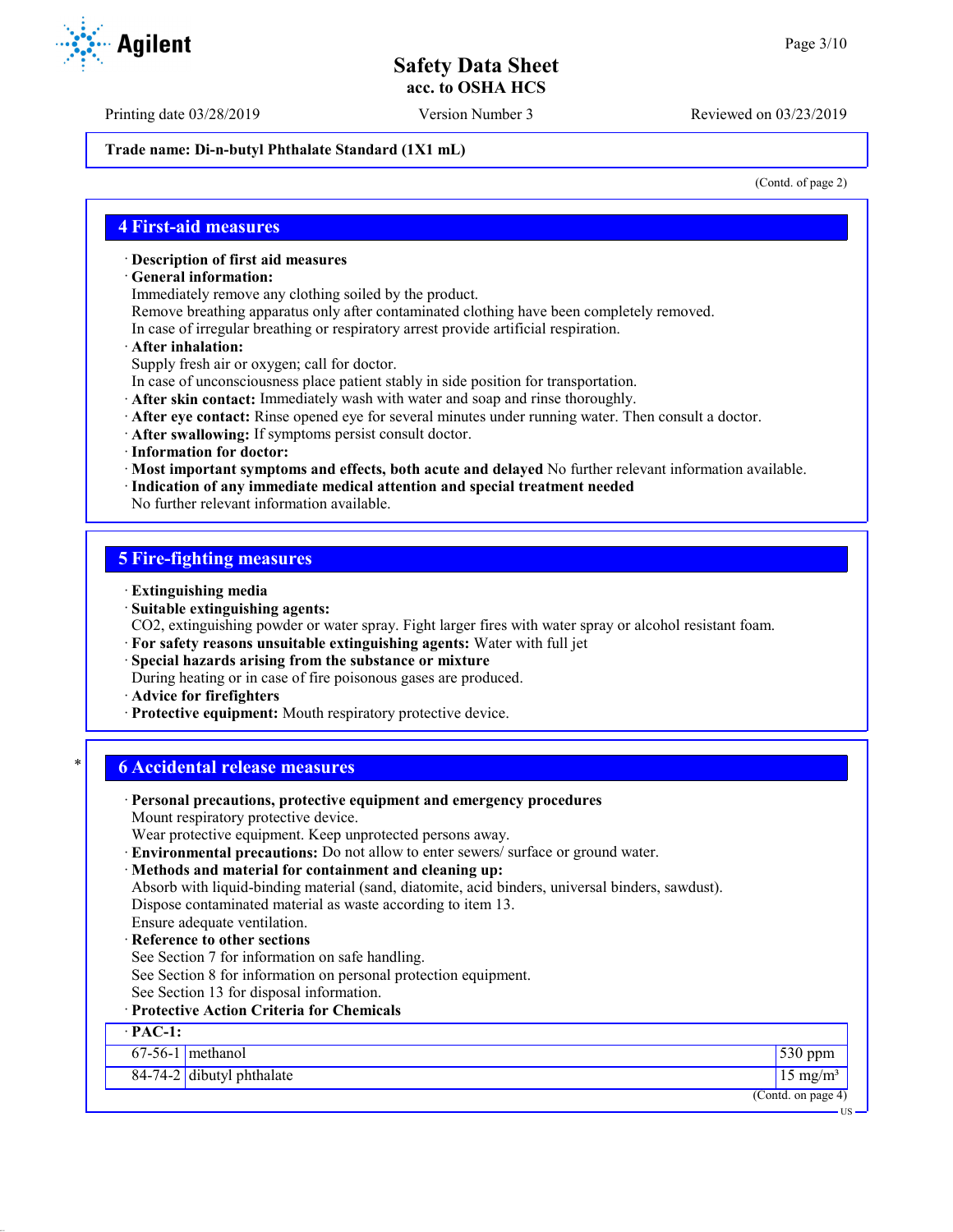Trade name: Di-n-butyl Phthalate Standard (1X1 mL)

(Contd. of page 2)

## 4 First-aid measures

· **Description of first aid measures**
· **General information:**
Immediately remove any clothing soiled by the product.
Remove breathing apparatus only after contaminated clothing have been completely removed.
In case of irregular breathing or respiratory arrest provide artificial respiration.
· **After inhalation:**
Supply fresh air or oxygen; call for doctor.
In case of unconsciousness place patient stably in side position for transportation.
· **After skin contact:** Immediately wash with water and soap and rinse thoroughly.
· **After eye contact:** Rinse opened eye for several minutes under running water. Then consult a doctor.
· **After swallowing:** If symptoms persist consult doctor.
· **Information for doctor:**
· **Most important symptoms and effects, both acute and delayed** No further relevant information available.
· **Indication of any immediate medical attention and special treatment needed**
No further relevant information available.

## 5 Fire-fighting measures

· **Extinguishing media**
· **Suitable extinguishing agents:**
CO2, extinguishing powder or water spray. Fight larger fires with water spray or alcohol resistant foam.
· **For safety reasons unsuitable extinguishing agents:** Water with full jet
· **Special hazards arising from the substance or mixture**
During heating or in case of fire poisonous gases are produced.
· **Advice for firefighters**
· **Protective equipment:** Mouth respiratory protective device.

## * 6 Accidental release measures

· **Personal precautions, protective equipment and emergency procedures**
Mount respiratory protective device.
Wear protective equipment. Keep unprotected persons away.
· **Environmental precautions:** Do not allow to enter sewers/ surface or ground water.
· **Methods and material for containment and cleaning up:**
Absorb with liquid-binding material (sand, diatomite, acid binders, universal binders, sawdust).
Dispose contaminated material as waste according to item 13.
Ensure adequate ventilation.
· **Reference to other sections**
See Section 7 for information on safe handling.
See Section 8 for information on personal protection equipment.
See Section 13 for disposal information.
· **Protective Action Criteria for Chemicals**

| · PAC-1: | | |
|---|---|---|
| 67-56-1 | methanol | 530 ppm |
| 84-74-2 | dibutyl phthalate | 15 mg/m³ |

(Contd. on page 4)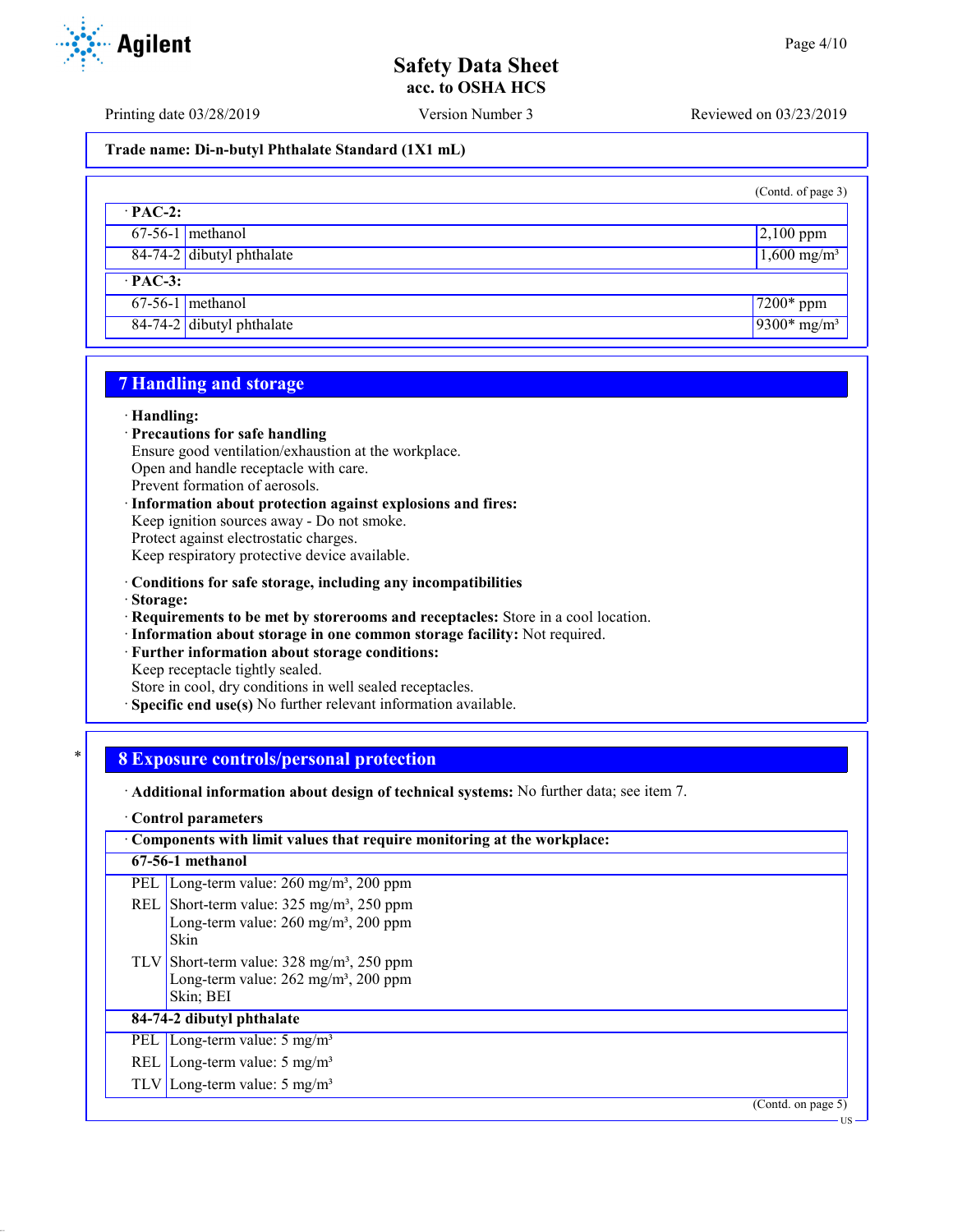Trade name: Di-n-butyl Phthalate Standard (1X1 mL)

(Contd. of page 3)

| · PAC-2: | | |
|---|---|---|
| 67-56-1 | methanol | 2,100 ppm |
| 84-74-2 | dibutyl phthalate | 1,600 mg/m³ |
| **· PAC-3:** | | |
| 67-56-1 | methanol | 7200* ppm |
| 84-74-2 | dibutyl phthalate | 9300* mg/m³ |

## 7 Handling and storage

- **Handling:**
- **Precautions for safe handling**
  Ensure good ventilation/exhaustion at the workplace.
  Open and handle receptacle with care.
  Prevent formation of aerosols.
- **Information about protection against explosions and fires:**
  Keep ignition sources away - Do not smoke.
  Protect against electrostatic charges.
  Keep respiratory protective device available.
- **Conditions for safe storage, including any incompatibilities**
- **Storage:**
- **Requirements to be met by storerooms and receptacles:** Store in a cool location.
- **Information about storage in one common storage facility:** Not required.
- **Further information about storage conditions:**
  Keep receptacle tightly sealed.
  Store in cool, dry conditions in well sealed receptacles.
- **Specific end use(s)** No further relevant information available.

## 8 Exposure controls/personal protection

- **Additional information about design of technical systems:** No further data; see item 7.
- **Control parameters**

| · Components with limit values that require monitoring at the workplace: | |
|---|---|
| **67-56-1 methanol** | |
| PEL | Long-term value: 260 mg/m³, 200 ppm |
| REL | Short-term value: 325 mg/m³, 250 ppm<br>Long-term value: 260 mg/m³, 200 ppm<br>Skin |
| TLV | Short-term value: 328 mg/m³, 250 ppm<br>Long-term value: 262 mg/m³, 200 ppm<br>Skin; BEI |
| **84-74-2 dibutyl phthalate** | |
| PEL | Long-term value: 5 mg/m³ |
| REL | Long-term value: 5 mg/m³ |
| TLV | Long-term value: 5 mg/m³ |

(Contd. on page 5)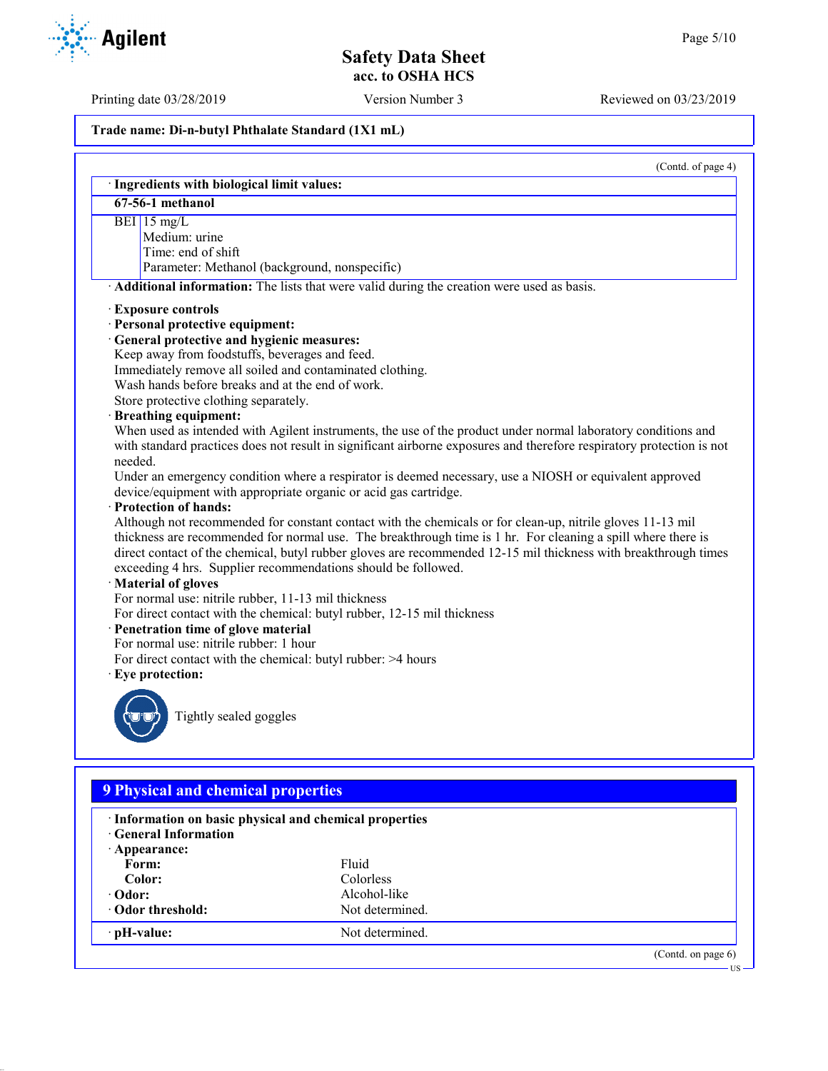Trade name: Di-n-butyl Phthalate Standard (1X1 mL)

(Contd. of page 4)

· **Ingredients with biological limit values:**

| 67-56-1 methanol | |
|---|---|
| BEI | 15 mg/L<br>Medium: urine<br>Time: end of shift<br>Parameter: Methanol (background, nonspecific) |

· **Additional information:** The lists that were valid during the creation were used as basis.

· **Exposure controls**
· **Personal protective equipment:**
· **General protective and hygienic measures:**
Keep away from foodstuffs, beverages and feed.
Immediately remove all soiled and contaminated clothing.
Wash hands before breaks and at the end of work.
Store protective clothing separately.
· **Breathing equipment:**
When used as intended with Agilent instruments, the use of the product under normal laboratory conditions and with standard practices does not result in significant airborne exposures and therefore respiratory protection is not needed.
Under an emergency condition where a respirator is deemed necessary, use a NIOSH or equivalent approved device/equipment with appropriate organic or acid gas cartridge.
· **Protection of hands:**
Although not recommended for constant contact with the chemicals or for clean-up, nitrile gloves 11-13 mil thickness are recommended for normal use. The breakthrough time is 1 hr. For cleaning a spill where there is direct contact of the chemical, butyl rubber gloves are recommended 12-15 mil thickness with breakthrough times exceeding 4 hrs. Supplier recommendations should be followed.
· **Material of gloves**
For normal use: nitrile rubber, 11-13 mil thickness
For direct contact with the chemical: butyl rubber, 12-15 mil thickness
· **Penetration time of glove material**
For normal use: nitrile rubber: 1 hour
For direct contact with the chemical: butyl rubber: >4 hours
· **Eye protection:**

Tightly sealed goggles

## 9 Physical and chemical properties

· **Information on basic physical and chemical properties**
· **General Information**
· **Appearance:**

| | |
|---|---|
| **Form:** | Fluid |
| **Color:** | Colorless |
| · **Odor:** | Alcohol-like |
| · **Odor threshold:** | Not determined. |
| · **pH-value:** | Not determined. |

(Contd. on page 6)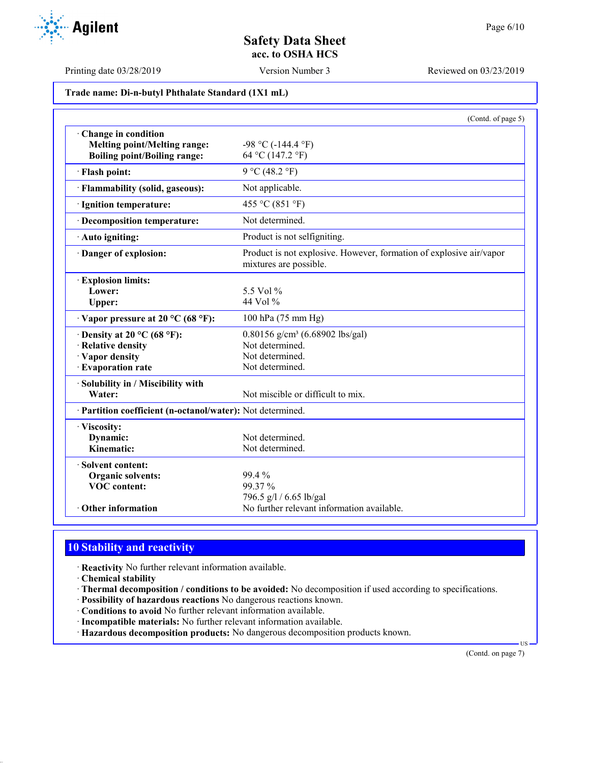**Trade name: Di-n-butyl Phthalate Standard (1X1 mL)**

(Contd. of page 5)

| | |
|---|---|
| · **Change in condition** | |
| **Melting point/Melting range:** | -98 °C (-144.4 °F) |
| **Boiling point/Boiling range:** | 64 °C (147.2 °F) |
| · **Flash point:** | 9 °C (48.2 °F) |
| · **Flammability (solid, gaseous):** | Not applicable. |
| · **Ignition temperature:** | 455 °C (851 °F) |
| · **Decomposition temperature:** | Not determined. |
| · **Auto igniting:** | Product is not selfigniting. |
| · **Danger of explosion:** | Product is not explosive. However, formation of explosive air/vapor mixtures are possible. |
| · **Explosion limits:** | |
| **Lower:** | 5.5 Vol % |
| **Upper:** | 44 Vol % |
| · **Vapor pressure at 20 °C (68 °F):** | 100 hPa (75 mm Hg) |
| · **Density at 20 °C (68 °F):** | 0.80156 g/cm³ (6.68902 lbs/gal) |
| · **Relative density** | Not determined. |
| · **Vapor density** | Not determined. |
| · **Evaporation rate** | Not determined. |
| · **Solubility in / Miscibility with** | |
| **Water:** | Not miscible or difficult to mix. |
| · **Partition coefficient (n-octanol/water):** | Not determined. |
| · **Viscosity:** | |
| **Dynamic:** | Not determined. |
| **Kinematic:** | Not determined. |
| · **Solvent content:** | |
| **Organic solvents:** | 99.4 % |
| **VOC content:** | 99.37 % |
| | 796.5 g/l / 6.65 lb/gal |
| · **Other information** | No further relevant information available. |

## 10 Stability and reactivity

· **Reactivity** No further relevant information available.
· **Chemical stability**
· **Thermal decomposition / conditions to be avoided:** No decomposition if used according to specifications.
· **Possibility of hazardous reactions** No dangerous reactions known.
· **Conditions to avoid** No further relevant information available.
· **Incompatible materials:** No further relevant information available.
· **Hazardous decomposition products:** No dangerous decomposition products known.

(Contd. on page 7)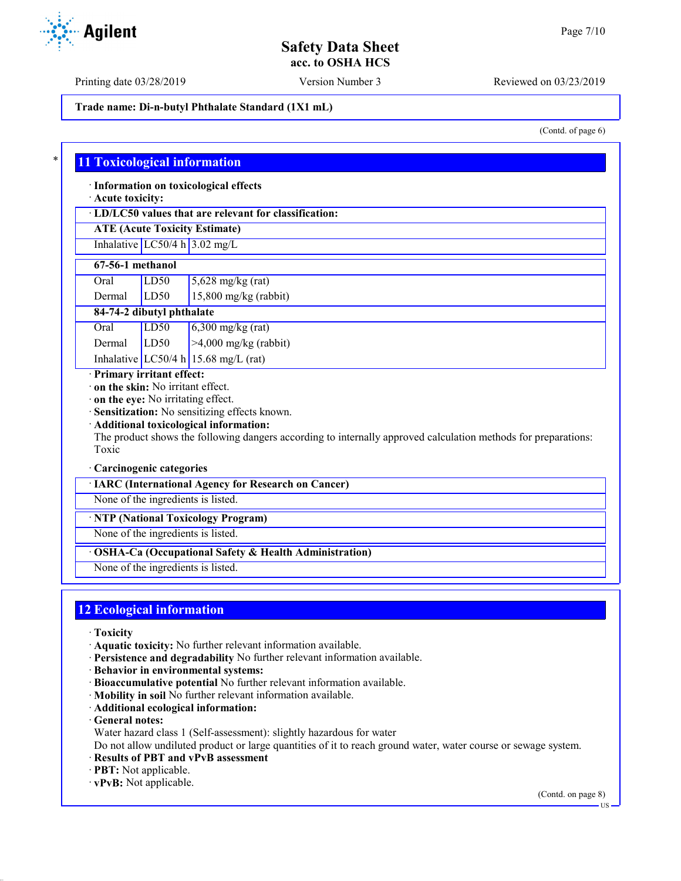Trade name: Di-n-butyl Phthalate Standard (1X1 mL)

(Contd. of page 6)

## 11 Toxicological information

· **Information on toxicological effects**
· **Acute toxicity:**

| · LD/LC50 values that are relevant for classification: | | |
|---|---|---|
| **ATE (Acute Toxicity Estimate)** | | |
| Inhalative | LC50/4 h | 3.02 mg/L |
| **67-56-1 methanol** | | |
| Oral | LD50 | 5,628 mg/kg (rat) |
| Dermal | LD50 | 15,800 mg/kg (rabbit) |
| **84-74-2 dibutyl phthalate** | | |
| Oral | LD50 | 6,300 mg/kg (rat) |
| Dermal | LD50 | >4,000 mg/kg (rabbit) |
| Inhalative | LC50/4 h | 15.68 mg/L (rat) |

· **Primary irritant effect:**
· **on the skin:** No irritant effect.
· **on the eye:** No irritating effect.
· **Sensitization:** No sensitizing effects known.
· **Additional toxicological information:**
The product shows the following dangers according to internally approved calculation methods for preparations: Toxic

· **Carcinogenic categories**

| · IARC (International Agency for Research on Cancer) |
|---|
| None of the ingredients is listed. |

| · NTP (National Toxicology Program) |
|---|
| None of the ingredients is listed. |

| · OSHA-Ca (Occupational Safety & Health Administration) |
|---|
| None of the ingredients is listed. |

## 12 Ecological information

· **Toxicity**
· **Aquatic toxicity:** No further relevant information available.
· **Persistence and degradability** No further relevant information available.
· **Behavior in environmental systems:**
· **Bioaccumulative potential** No further relevant information available.
· **Mobility in soil** No further relevant information available.
· **Additional ecological information:**
· **General notes:**
Water hazard class 1 (Self-assessment): slightly hazardous for water
Do not allow undiluted product or large quantities of it to reach ground water, water course or sewage system.
· **Results of PBT and vPvB assessment**
· **PBT:** Not applicable.
· **vPvB:** Not applicable.

(Contd. on page 8)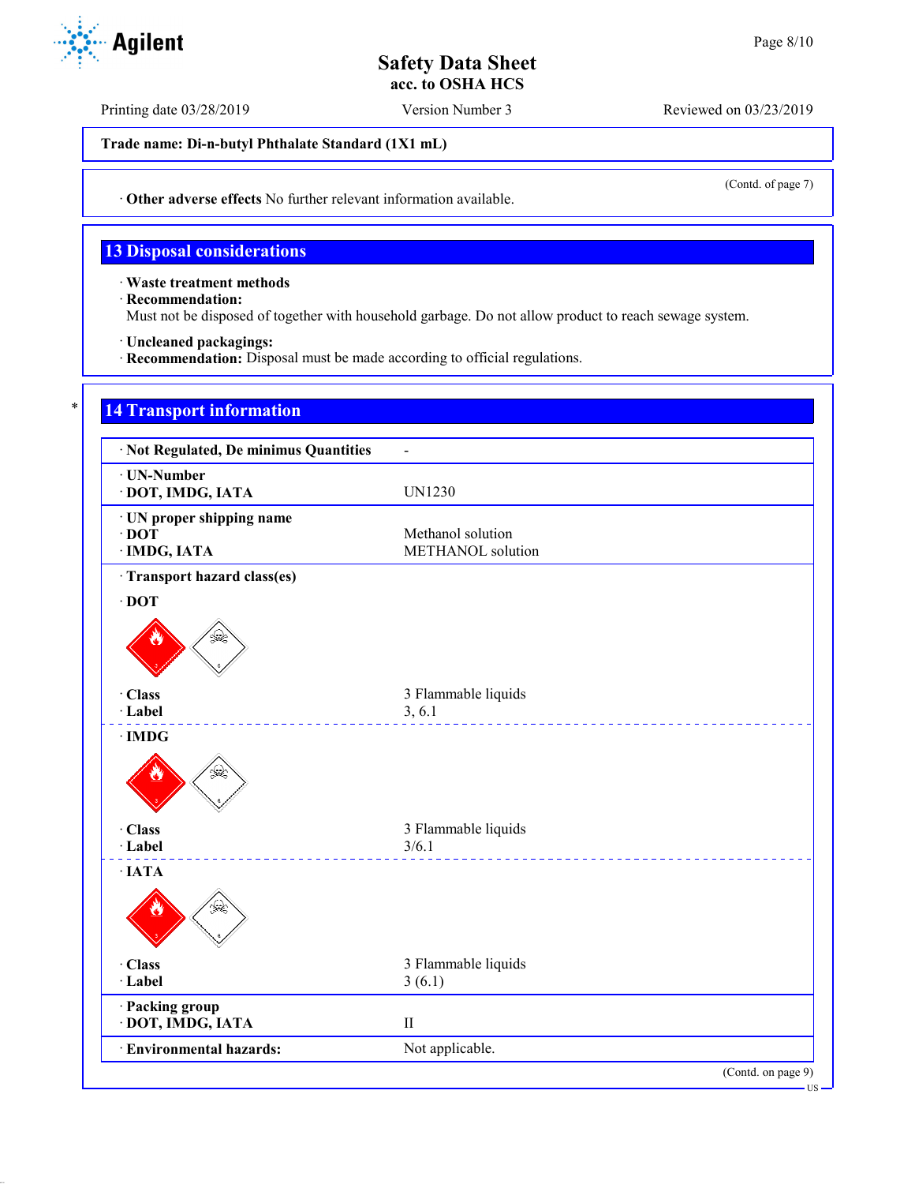Trade name: Di-n-butyl Phthalate Standard (1X1 mL)

(Contd. of page 7)

· **Other adverse effects** No further relevant information available.

## 13 Disposal considerations

· **Waste treatment methods**
· **Recommendation:**
Must not be disposed of together with household garbage. Do not allow product to reach sewage system.

· **Uncleaned packagings:**
· **Recommendation:** Disposal must be made according to official regulations.

## 14 Transport information

| | |
|---|---|
| · **Not Regulated, De minimus Quantities** | - |
| · **UN-Number**<br>· **DOT, IMDG, IATA** | UN1230 |
| · **UN proper shipping name**<br>· **DOT**<br>· **IMDG, IATA** | <br>Methanol solution<br>METHANOL solution |
| · **Transport hazard class(es)** | |
| · **DOT** | |
| · **Class**<br>· **Label** | 3 Flammable liquids<br>3, 6.1 |
| · **IMDG** | |
| · **Class**<br>· **Label** | 3 Flammable liquids<br>3/6.1 |
| · **IATA** | |
| · **Class**<br>· **Label** | 3 Flammable liquids<br>3 (6.1) |
| · **Packing group**<br>· **DOT, IMDG, IATA** | II |
| · **Environmental hazards:** | Not applicable. |

(Contd. on page 9)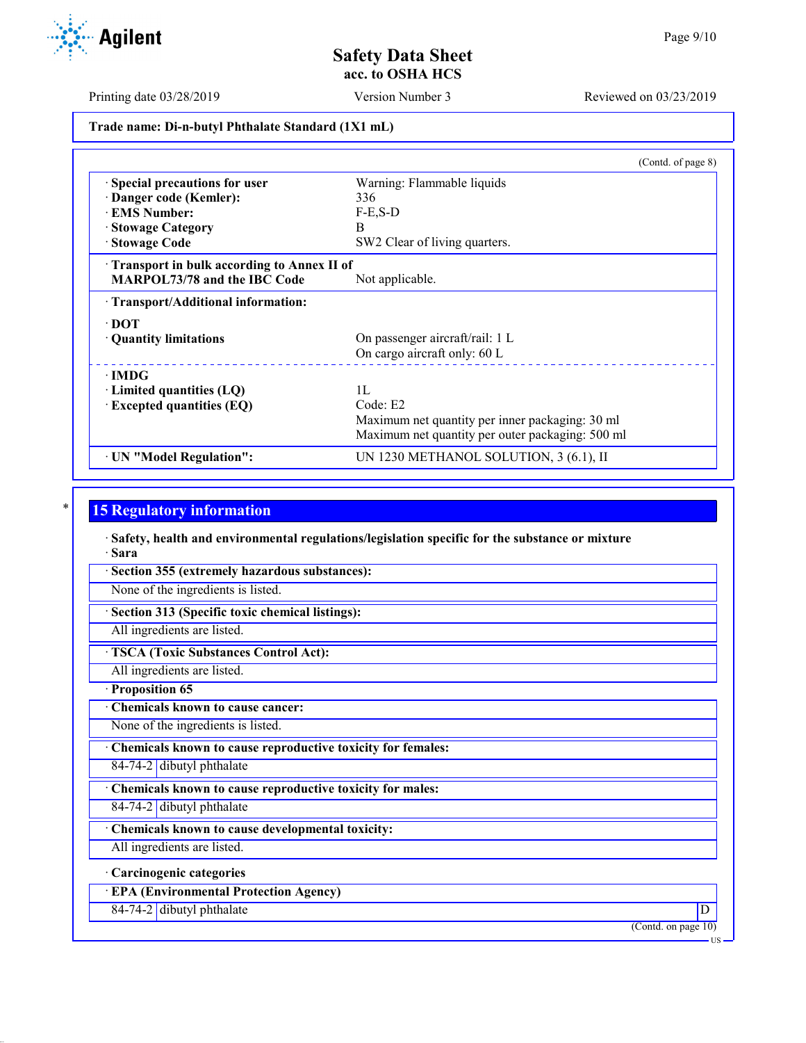Trade name: Di-n-butyl Phthalate Standard (1X1 mL)

(Contd. of page 8)

| | |
|---|---|
| · **Special precautions for user** | Warning: Flammable liquids |
| · **Danger code (Kemler):** | 336 |
| · **EMS Number:** | F-E,S-D |
| · **Stowage Category** | B |
| · **Stowage Code** | SW2 Clear of living quarters. |
| · **Transport in bulk according to Annex II of MARPOL73/78 and the IBC Code** | Not applicable. |
| · **Transport/Additional information:** | |
| · **DOT** | |
| · **Quantity limitations** | On passenger aircraft/rail: 1 L<br>On cargo aircraft only: 60 L |
| · **IMDG** | |
| · **Limited quantities (LQ)** | 1L |
| · **Excepted quantities (EQ)** | Code: E2<br>Maximum net quantity per inner packaging: 30 ml<br>Maximum net quantity per outer packaging: 500 ml |
| · **UN "Model Regulation":** | UN 1230 METHANOL SOLUTION, 3 (6.1), II |

## 15 Regulatory information

· **Safety, health and environmental regulations/legislation specific for the substance or mixture**

· **Sara**

· **Section 355 (extremely hazardous substances):**

None of the ingredients is listed.

· **Section 313 (Specific toxic chemical listings):**

All ingredients are listed.

· **TSCA (Toxic Substances Control Act):**

All ingredients are listed.

· **Proposition 65**

· **Chemicals known to cause cancer:**

None of the ingredients is listed.

· **Chemicals known to cause reproductive toxicity for females:**

| | |
|---|---|
| 84-74-2 | dibutyl phthalate |

· **Chemicals known to cause reproductive toxicity for males:**

| | |
|---|---|
| 84-74-2 | dibutyl phthalate |

· **Chemicals known to cause developmental toxicity:**

All ingredients are listed.

· **Carcinogenic categories**

· **EPA (Environmental Protection Agency)**

| | | |
|---|---|---|
| 84-74-2 | dibutyl phthalate | D |

(Contd. on page 10)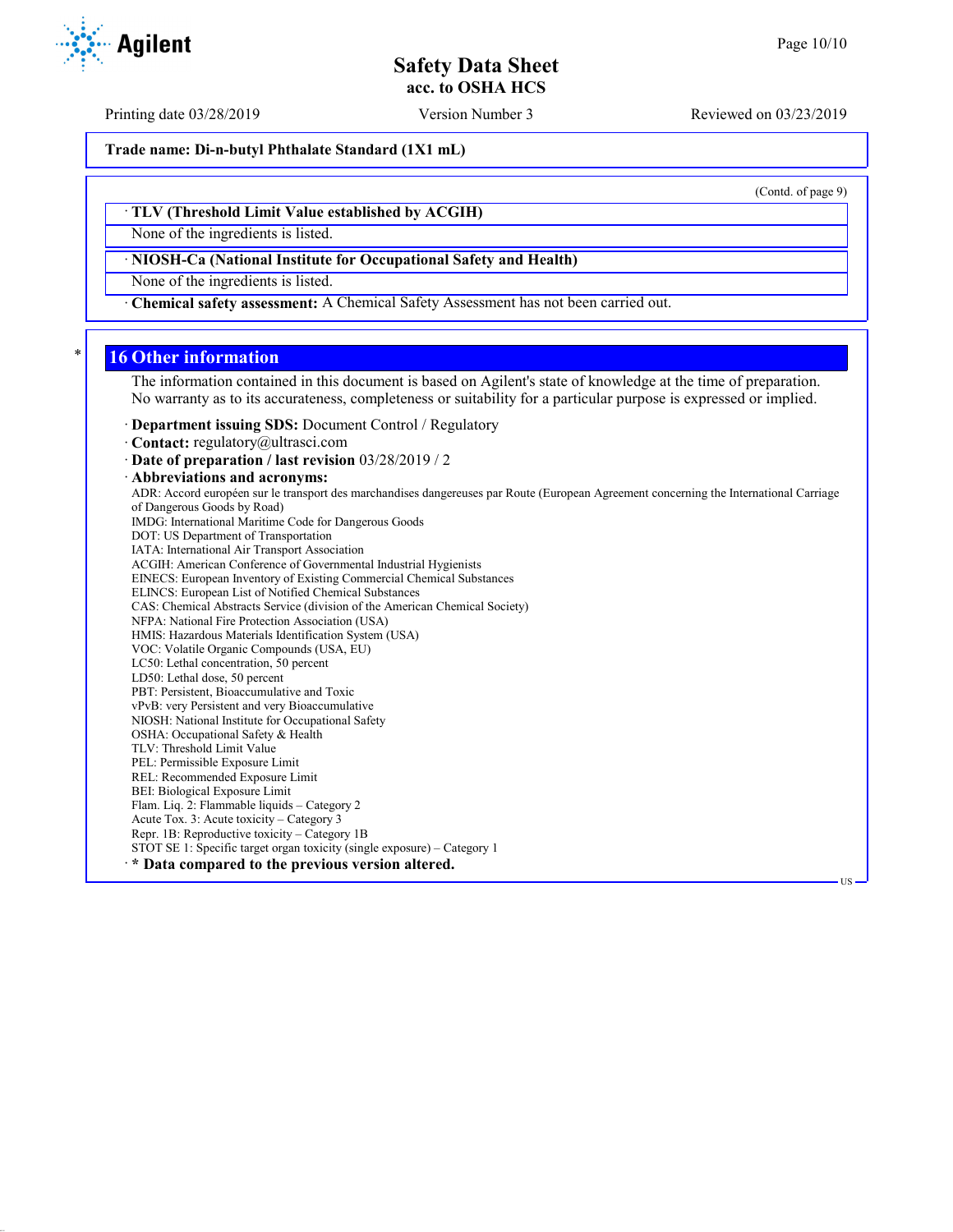(Contd. of page 9)

· **TLV (Threshold Limit Value established by ACGIH)**

None of the ingredients is listed.

· **NIOSH-Ca (National Institute for Occupational Safety and Health)**

None of the ingredients is listed.

· **Chemical safety assessment:** A Chemical Safety Assessment has not been carried out.

## 16 Other information

The information contained in this document is based on Agilent's state of knowledge at the time of preparation. No warranty as to its accurateness, completeness or suitability for a particular purpose is expressed or implied.

· **Department issuing SDS:** Document Control / Regulatory
· **Contact:** regulatory@ultrasci.com
· **Date of preparation / last revision** 03/28/2019 / 2
· **Abbreviations and acronyms:**

ADR: Accord européen sur le transport des marchandises dangereuses par Route (European Agreement concerning the International Carriage of Dangerous Goods by Road)
IMDG: International Maritime Code for Dangerous Goods
DOT: US Department of Transportation
IATA: International Air Transport Association
ACGIH: American Conference of Governmental Industrial Hygienists
EINECS: European Inventory of Existing Commercial Chemical Substances
ELINCS: European List of Notified Chemical Substances
CAS: Chemical Abstracts Service (division of the American Chemical Society)
NFPA: National Fire Protection Association (USA)
HMIS: Hazardous Materials Identification System (USA)
VOC: Volatile Organic Compounds (USA, EU)
LC50: Lethal concentration, 50 percent
LD50: Lethal dose, 50 percent
PBT: Persistent, Bioaccumulative and Toxic
vPvB: very Persistent and very Bioaccumulative
NIOSH: National Institute for Occupational Safety
OSHA: Occupational Safety & Health
TLV: Threshold Limit Value
PEL: Permissible Exposure Limit
REL: Recommended Exposure Limit
BEI: Biological Exposure Limit
Flam. Liq. 2: Flammable liquids – Category 2
Acute Tox. 3: Acute toxicity – Category 3
Repr. 1B: Reproductive toxicity – Category 1B
STOT SE 1: Specific target organ toxicity (single exposure) – Category 1

· * **Data compared to the previous version altered.**